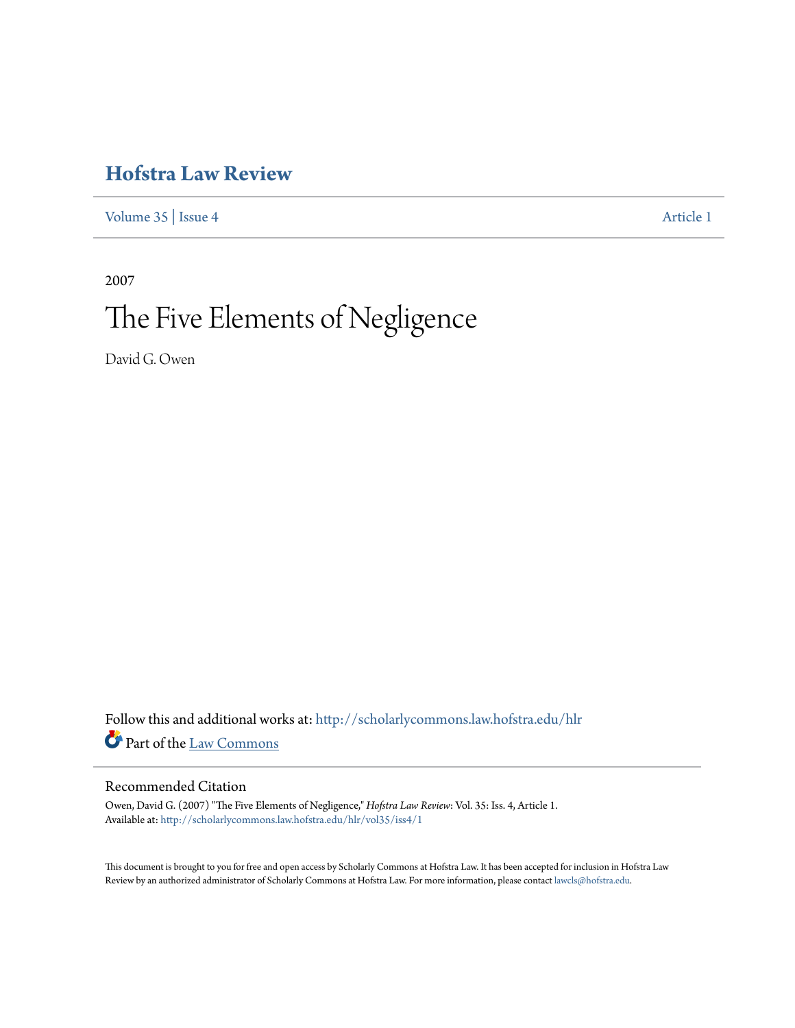# Hofstra Law Review

Volume 35 | Issue 4 Article 1

2007

# The Five Elements of Negligence

David G. Owen

Follow this and additional works at: http://scholarlycommons.law.hofstra.edu/hlr

Part of the Law Commons

## Recommended Citation

Owen, David G. (2007) "The Five Elements of Negligence," *Hofstra Law Review*: Vol. 35: Iss. 4, Article 1.
Available at: http://scholarlycommons.law.hofstra.edu/hlr/vol35/iss4/1

This document is brought to you for free and open access by Scholarly Commons at Hofstra Law. It has been accepted for inclusion in Hofstra Law Review by an authorized administrator of Scholarly Commons at Hofstra Law. For more information, please contact lawcls@hofstra.edu.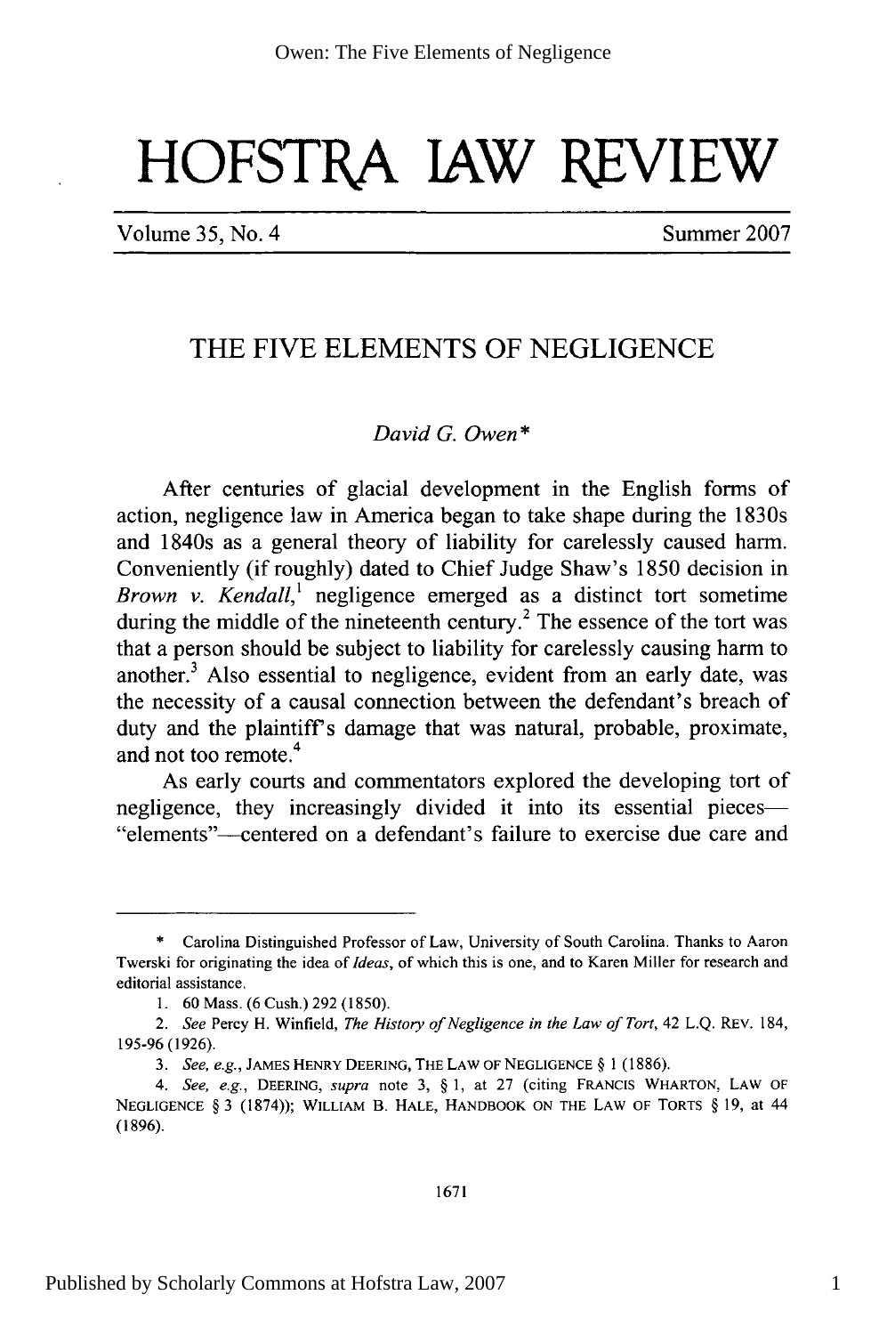# HOFSTRA LAW REVIEW

Volume 35, No. 4 — Summer 2007

## THE FIVE ELEMENTS OF NEGLIGENCE

*David G. Owen\**

After centuries of glacial development in the English forms of action, negligence law in America began to take shape during the 1830s and 1840s as a general theory of liability for carelessly caused harm. Conveniently (if roughly) dated to Chief Judge Shaw's 1850 decision in *Brown v. Kendall*,[1] negligence emerged as a distinct tort sometime during the middle of the nineteenth century.[2] The essence of the tort was that a person should be subject to liability for carelessly causing harm to another.[3] Also essential to negligence, evident from an early date, was the necessity of a causal connection between the defendant's breach of duty and the plaintiff's damage that was natural, probable, proximate, and not too remote.[4]

As early courts and commentators explored the developing tort of negligence, they increasingly divided it into its essential pieces—"elements"—centered on a defendant's failure to exercise due care and

---

\* Carolina Distinguished Professor of Law, University of South Carolina. Thanks to Aaron Twerski for originating the idea of *Ideas*, of which this is one, and to Karen Miller for research and editorial assistance.

1. 60 Mass. (6 Cush.) 292 (1850).

2. *See* Percy H. Winfield, *The History of Negligence in the Law of Tort*, 42 L.Q. REV. 184, 195-96 (1926).

3. *See, e.g.*, JAMES HENRY DEERING, THE LAW OF NEGLIGENCE § 1 (1886).

4. *See, e.g.*, DEERING, *supra* note 3, § 1, at 27 (citing FRANCIS WHARTON, LAW OF NEGLIGENCE § 3 (1874)); WILLIAM B. HALE, HANDBOOK ON THE LAW OF TORTS § 19, at 44 (1896).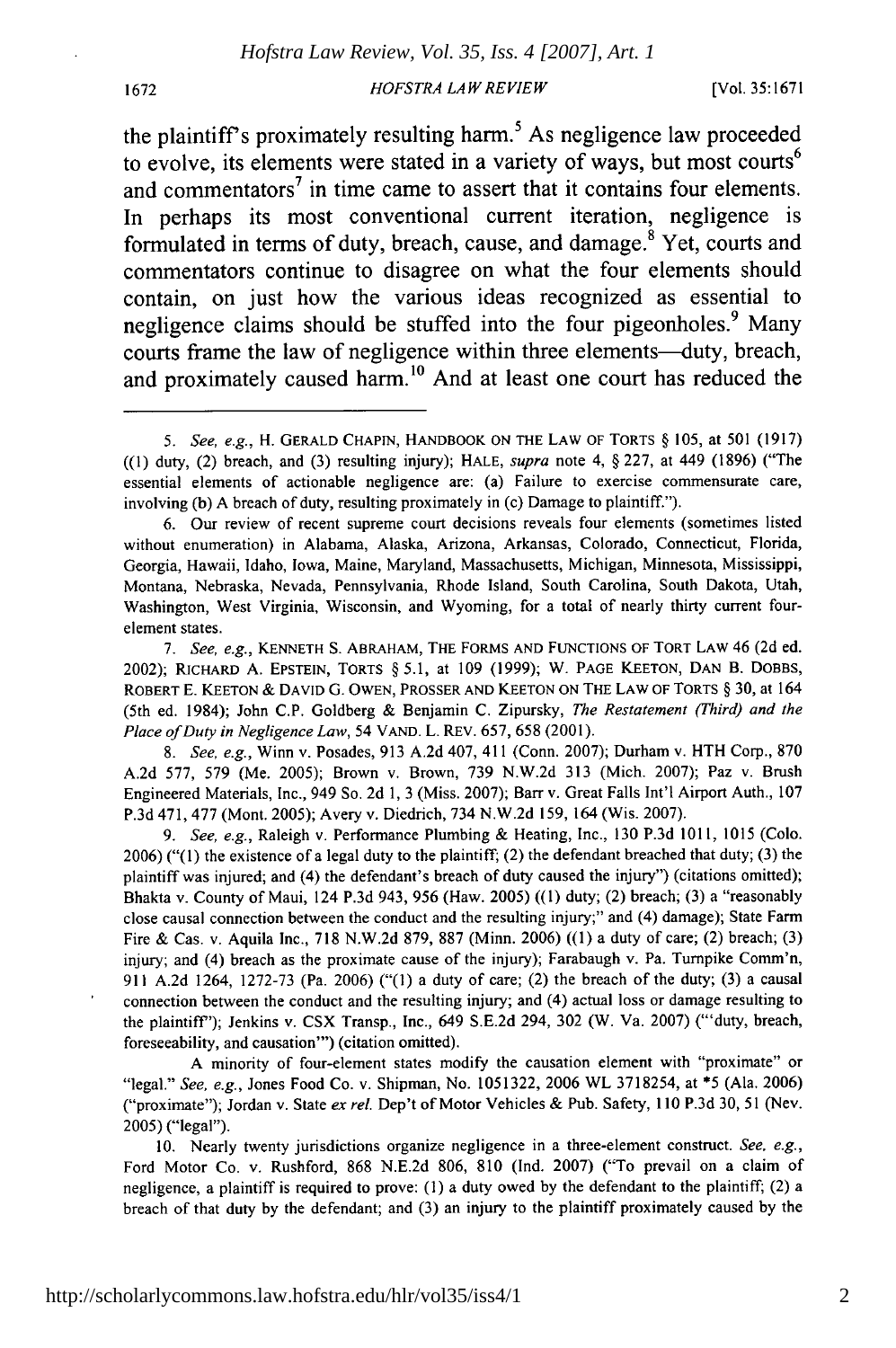the plaintiff's proximately resulting harm.[5] As negligence law proceeded to evolve, its elements were stated in a variety of ways, but most courts[6] and commentators[7] in time came to assert that it contains four elements. In perhaps its most conventional current iteration, negligence is formulated in terms of duty, breach, cause, and damage.[8] Yet, courts and commentators continue to disagree on what the four elements should contain, on just how the various ideas recognized as essential to negligence claims should be stuffed into the four pigeonholes.[9] Many courts frame the law of negligence within three elements—duty, breach, and proximately caused harm.[10] And at least one court has reduced the

---

5. *See, e.g.*, H. GERALD CHAPIN, HANDBOOK ON THE LAW OF TORTS § 105, at 501 (1917) ((1) duty, (2) breach, and (3) resulting injury); HALE, *supra* note 4, § 227, at 449 (1896) ("The essential elements of actionable negligence are: (a) Failure to exercise commensurate care, involving (b) A breach of duty, resulting proximately in (c) Damage to plaintiff.").

6. Our review of recent supreme court decisions reveals four elements (sometimes listed without enumeration) in Alabama, Alaska, Arizona, Arkansas, Colorado, Connecticut, Florida, Georgia, Hawaii, Idaho, Iowa, Maine, Maryland, Massachusetts, Michigan, Minnesota, Mississippi, Montana, Nebraska, Nevada, Pennsylvania, Rhode Island, South Carolina, South Dakota, Utah, Washington, West Virginia, Wisconsin, and Wyoming, for a total of nearly thirty current four-element states.

7. *See, e.g.*, KENNETH S. ABRAHAM, THE FORMS AND FUNCTIONS OF TORT LAW 46 (2d ed. 2002); RICHARD A. EPSTEIN, TORTS § 5.1, at 109 (1999); W. PAGE KEETON, DAN B. DOBBS, ROBERT E. KEETON & DAVID G. OWEN, PROSSER AND KEETON ON THE LAW OF TORTS § 30, at 164 (5th ed. 1984); John C.P. Goldberg & Benjamin C. Zipursky, *The Restatement (Third) and the Place of Duty in Negligence Law*, 54 VAND. L. REV. 657, 658 (2001).

8. *See, e.g.*, Winn v. Posades, 913 A.2d 407, 411 (Conn. 2007); Durham v. HTH Corp., 870 A.2d 577, 579 (Me. 2005); Brown v. Brown, 739 N.W.2d 313 (Mich. 2007); Paz v. Brush Engineered Materials, Inc., 949 So. 2d 1, 3 (Miss. 2007); Barr v. Great Falls Int'l Airport Auth., 107 P.3d 471, 477 (Mont. 2005); Avery v. Diedrich, 734 N.W.2d 159, 164 (Wis. 2007).

9. *See, e.g.*, Raleigh v. Performance Plumbing & Heating, Inc., 130 P.3d 1011, 1015 (Colo. 2006) ("(1) the existence of a legal duty to the plaintiff; (2) the defendant breached that duty; (3) the plaintiff was injured; and (4) the defendant's breach of duty caused the injury") (citations omitted); Bhakta v. County of Maui, 124 P.3d 943, 956 (Haw. 2005) ((1) duty; (2) breach; (3) a "reasonably close causal connection between the conduct and the resulting injury;" and (4) damage); State Farm Fire & Cas. v. Aquila Inc., 718 N.W.2d 879, 887 (Minn. 2006) ((1) a duty of care; (2) breach; (3) injury; and (4) breach as the proximate cause of the injury); Farabaugh v. Pa. Turnpike Comm'n, 911 A.2d 1264, 1272-73 (Pa. 2006) ("(1) a duty of care; (2) the breach of the duty; (3) a causal connection between the conduct and the resulting injury; and (4) actual loss or damage resulting to the plaintiff"); Jenkins v. CSX Transp., Inc., 649 S.E.2d 294, 302 (W. Va. 2007) ("'duty, breach, foreseeability, and causation'") (citation omitted).

A minority of four-element states modify the causation element with "proximate" or "legal." *See, e.g.*, Jones Food Co. v. Shipman, No. 1051322, 2006 WL 3718254, at *5 (Ala. 2006) ("proximate"); Jordan v. State *ex rel.* Dep't of Motor Vehicles & Pub. Safety, 110 P.3d 30, 51 (Nev. 2005) ("legal").

10. Nearly twenty jurisdictions organize negligence in a three-element construct. *See, e.g.*, Ford Motor Co. v. Rushford, 868 N.E.2d 806, 810 (Ind. 2007) ("To prevail on a claim of negligence, a plaintiff is required to prove: (1) a duty owed by the defendant to the plaintiff; (2) a breach of that duty by the defendant; and (3) an injury to the plaintiff proximately caused by the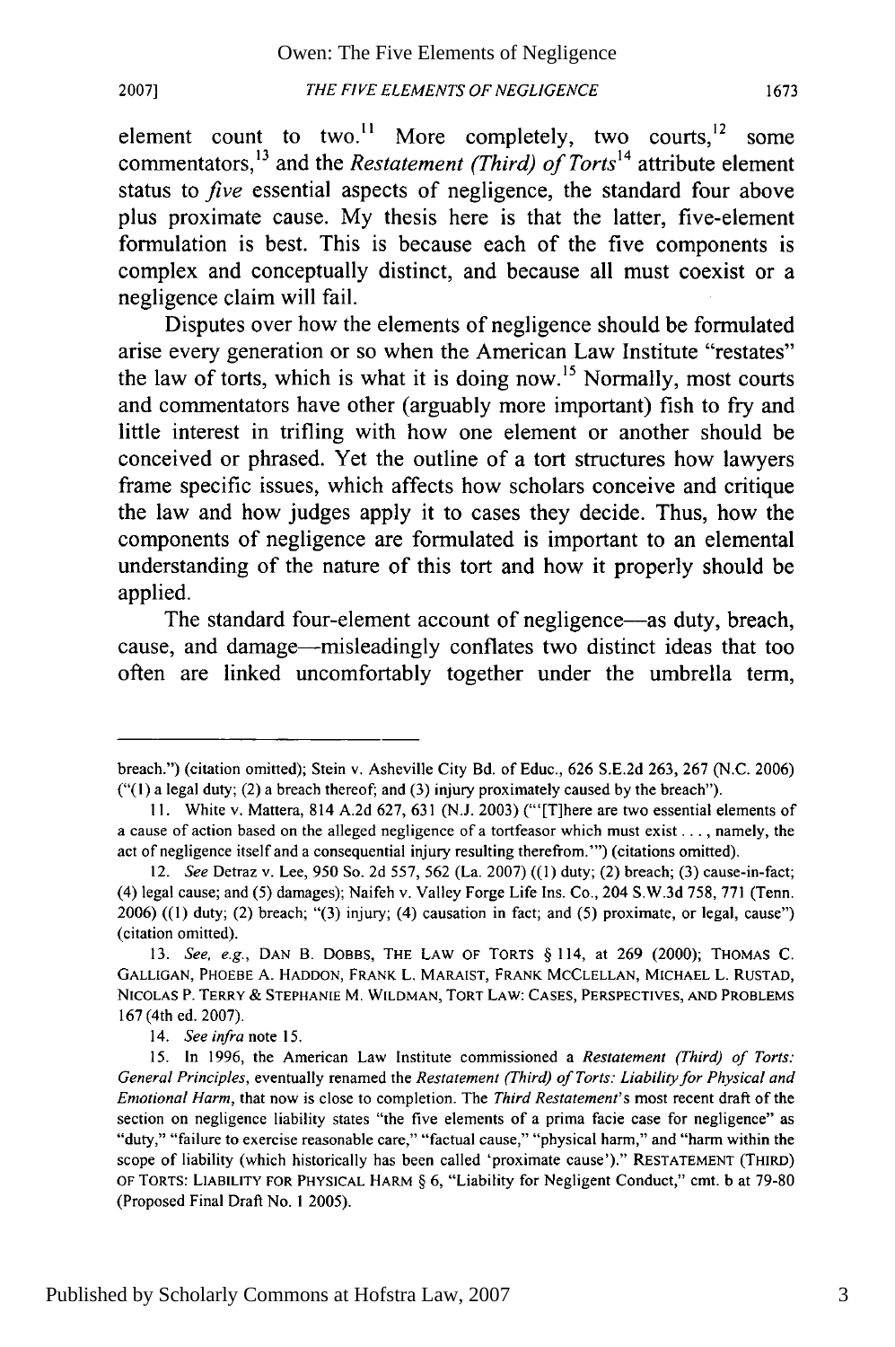element count to two.[11] More completely, two courts,[12] some commentators,[13] and the *Restatement (Third) of Torts*[14] attribute element status to *five* essential aspects of negligence, the standard four above plus proximate cause. My thesis here is that the latter, five-element formulation is best. This is because each of the five components is complex and conceptually distinct, and because all must coexist or a negligence claim will fail.

Disputes over how the elements of negligence should be formulated arise every generation or so when the American Law Institute "restates" the law of torts, which is what it is doing now.[15] Normally, most courts and commentators have other (arguably more important) fish to fry and little interest in trifling with how one element or another should be conceived or phrased. Yet the outline of a tort structures how lawyers frame specific issues, which affects how scholars conceive and critique the law and how judges apply it to cases they decide. Thus, how the components of negligence are formulated is important to an elemental understanding of the nature of this tort and how it properly should be applied.

The standard four-element account of negligence—as duty, breach, cause, and damage—misleadingly conflates two distinct ideas that too often are linked uncomfortably together under the umbrella term,

---

breach.") (citation omitted); Stein v. Asheville City Bd. of Educ., 626 S.E.2d 263, 267 (N.C. 2006) ("(1) a legal duty; (2) a breach thereof; and (3) injury proximately caused by the breach").

11. White v. Mattera, 814 A.2d 627, 631 (N.J. 2003) ("'[T]here are two essential elements of a cause of action based on the alleged negligence of a tortfeasor which must exist . . . , namely, the act of negligence itself and a consequential injury resulting therefrom.'") (citations omitted).

12. *See* Detraz v. Lee, 950 So. 2d 557, 562 (La. 2007) ((1) duty; (2) breach; (3) cause-in-fact; (4) legal cause; and (5) damages); Naifeh v. Valley Forge Life Ins. Co., 204 S.W.3d 758, 771 (Tenn. 2006) ((1) duty; (2) breach; "(3) injury; (4) causation in fact; and (5) proximate, or legal, cause") (citation omitted).

13. *See, e.g.*, DAN B. DOBBS, THE LAW OF TORTS § 114, at 269 (2000); THOMAS C. GALLIGAN, PHOEBE A. HADDON, FRANK L. MARAIST, FRANK MCCLELLAN, MICHAEL L. RUSTAD, NICOLAS P. TERRY & STEPHANIE M. WILDMAN, TORT LAW: CASES, PERSPECTIVES, AND PROBLEMS 167 (4th ed. 2007).

14. *See infra* note 15.

15. In 1996, the American Law Institute commissioned a *Restatement (Third) of Torts: General Principles*, eventually renamed the *Restatement (Third) of Torts: Liability for Physical and Emotional Harm*, that now is close to completion. The *Third Restatement*'s most recent draft of the section on negligence liability states "the five elements of a prima facie case for negligence" as "duty," "failure to exercise reasonable care," "factual cause," "physical harm," and "harm within the scope of liability (which historically has been called 'proximate cause')." RESTATEMENT (THIRD) OF TORTS: LIABILITY FOR PHYSICAL HARM § 6, "Liability for Negligent Conduct," cmt. b at 79-80 (Proposed Final Draft No. 1 2005).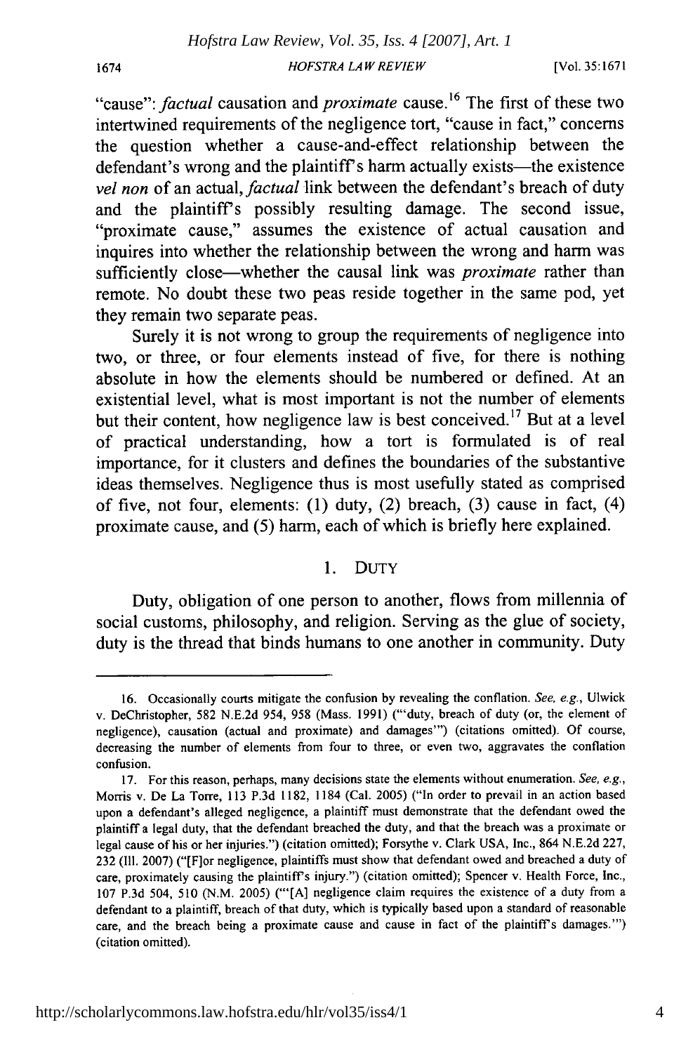"cause": *factual* causation and *proximate* cause.[16] The first of these two intertwined requirements of the negligence tort, "cause in fact," concerns the question whether a cause-and-effect relationship between the defendant's wrong and the plaintiff's harm actually exists—the existence *vel non* of an actual, *factual* link between the defendant's breach of duty and the plaintiff's possibly resulting damage. The second issue, "proximate cause," assumes the existence of actual causation and inquires into whether the relationship between the wrong and harm was sufficiently close—whether the causal link was *proximate* rather than remote. No doubt these two peas reside together in the same pod, yet they remain two separate peas.

Surely it is not wrong to group the requirements of negligence into two, or three, or four elements instead of five, for there is nothing absolute in how the elements should be numbered or defined. At an existential level, what is most important is not the number of elements but their content, how negligence law is best conceived.[17] But at a level of practical understanding, how a tort is formulated is of real importance, for it clusters and defines the boundaries of the substantive ideas themselves. Negligence thus is most usefully stated as comprised of five, not four, elements: (1) duty, (2) breach, (3) cause in fact, (4) proximate cause, and (5) harm, each of which is briefly here explained.

### 1. DUTY

Duty, obligation of one person to another, flows from millennia of social customs, philosophy, and religion. Serving as the glue of society, duty is the thread that binds humans to one another in community. Duty

---

16. Occasionally courts mitigate the confusion by revealing the conflation. *See, e.g.*, Ulwick v. DeChristopher, 582 N.E.2d 954, 958 (Mass. 1991) ("'duty, breach of duty (or, the element of negligence), causation (actual and proximate) and damages'") (citations omitted). Of course, decreasing the number of elements from four to three, or even two, aggravates the conflation confusion.

17. For this reason, perhaps, many decisions state the elements without enumeration. *See, e.g.*, Morris v. De La Torre, 113 P.3d 1182, 1184 (Cal. 2005) ("In order to prevail in an action based upon a defendant's alleged negligence, a plaintiff must demonstrate that the defendant owed the plaintiff a legal duty, that the defendant breached the duty, and that the breach was a proximate or legal cause of his or her injuries.") (citation omitted); Forsythe v. Clark USA, Inc., 864 N.E.2d 227, 232 (Ill. 2007) ("[F]or negligence, plaintiffs must show that defendant owed and breached a duty of care, proximately causing the plaintiff's injury.") (citation omitted); Spencer v. Health Force, Inc., 107 P.3d 504, 510 (N.M. 2005) ("'[A] negligence claim requires the existence of a duty from a defendant to a plaintiff, breach of that duty, which is typically based upon a standard of reasonable care, and the breach being a proximate cause and cause in fact of the plaintiff's damages.'") (citation omitted).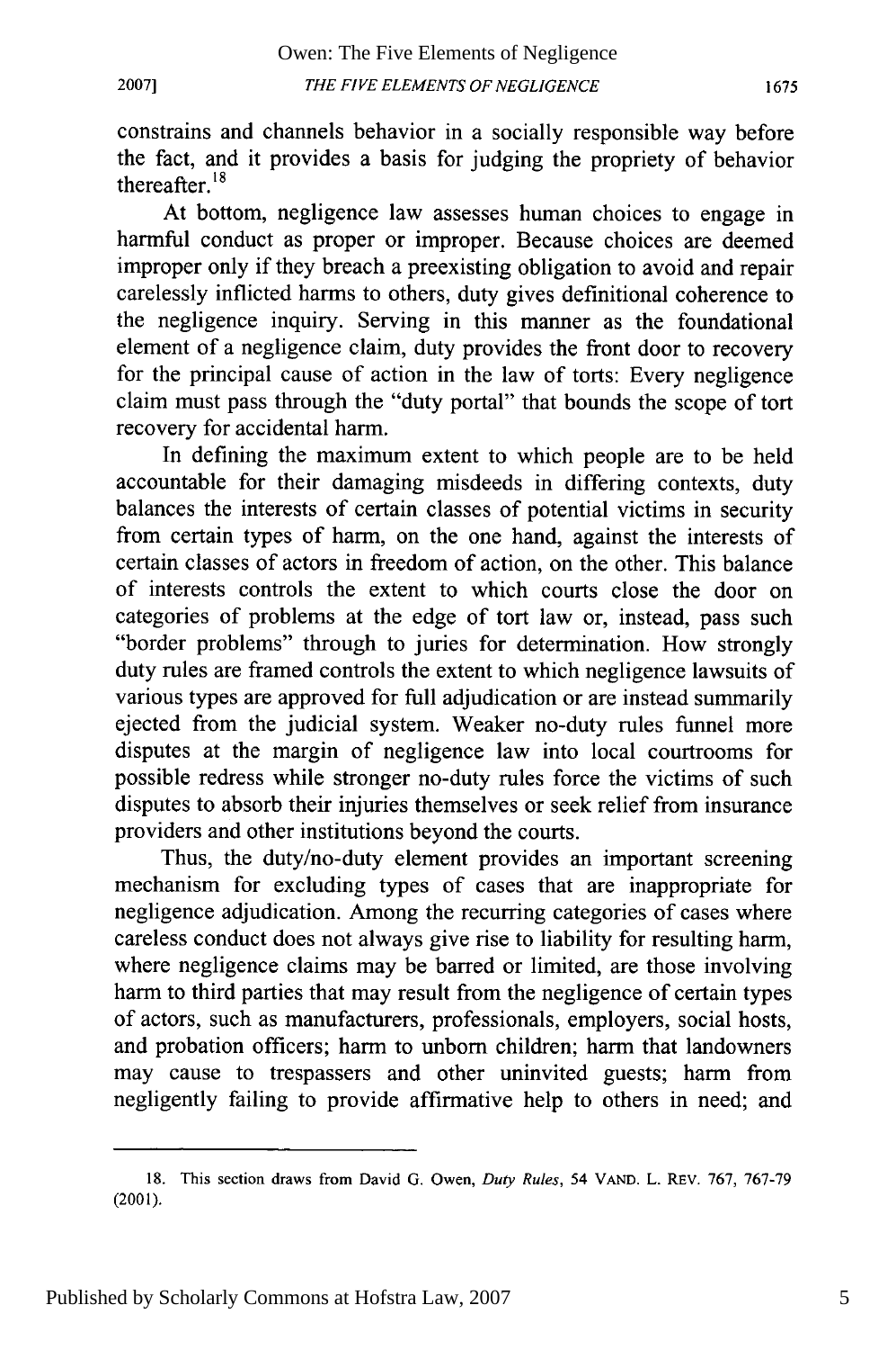constrains and channels behavior in a socially responsible way before the fact, and it provides a basis for judging the propriety of behavior thereafter.[18]

At bottom, negligence law assesses human choices to engage in harmful conduct as proper or improper. Because choices are deemed improper only if they breach a preexisting obligation to avoid and repair carelessly inflicted harms to others, duty gives definitional coherence to the negligence inquiry. Serving in this manner as the foundational element of a negligence claim, duty provides the front door to recovery for the principal cause of action in the law of torts: Every negligence claim must pass through the "duty portal" that bounds the scope of tort recovery for accidental harm.

In defining the maximum extent to which people are to be held accountable for their damaging misdeeds in differing contexts, duty balances the interests of certain classes of potential victims in security from certain types of harm, on the one hand, against the interests of certain classes of actors in freedom of action, on the other. This balance of interests controls the extent to which courts close the door on categories of problems at the edge of tort law or, instead, pass such "border problems" through to juries for determination. How strongly duty rules are framed controls the extent to which negligence lawsuits of various types are approved for full adjudication or are instead summarily ejected from the judicial system. Weaker no-duty rules funnel more disputes at the margin of negligence law into local courtrooms for possible redress while stronger no-duty rules force the victims of such disputes to absorb their injuries themselves or seek relief from insurance providers and other institutions beyond the courts.

Thus, the duty/no-duty element provides an important screening mechanism for excluding types of cases that are inappropriate for negligence adjudication. Among the recurring categories of cases where careless conduct does not always give rise to liability for resulting harm, where negligence claims may be barred or limited, are those involving harm to third parties that may result from the negligence of certain types of actors, such as manufacturers, professionals, employers, social hosts, and probation officers; harm to unborn children; harm that landowners may cause to trespassers and other uninvited guests; harm from negligently failing to provide affirmative help to others in need; and

---

18. This section draws from David G. Owen, *Duty Rules*, 54 VAND. L. REV. 767, 767-79 (2001).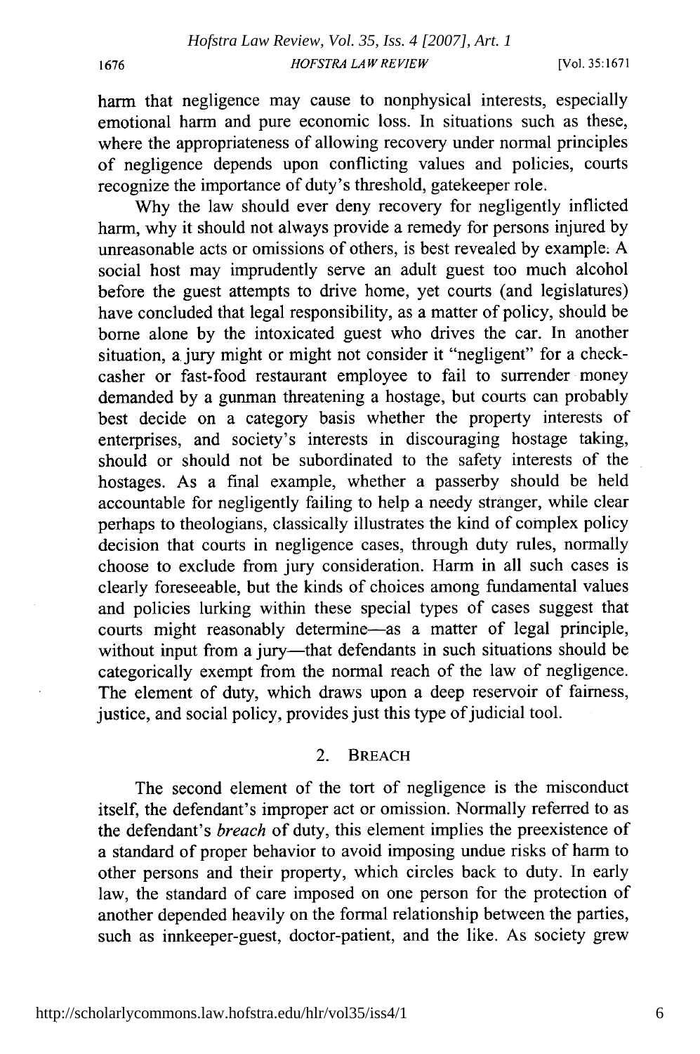harm that negligence may cause to nonphysical interests, especially emotional harm and pure economic loss. In situations such as these, where the appropriateness of allowing recovery under normal principles of negligence depends upon conflicting values and policies, courts recognize the importance of duty's threshold, gatekeeper role.

Why the law should ever deny recovery for negligently inflicted harm, why it should not always provide a remedy for persons injured by unreasonable acts or omissions of others, is best revealed by example. A social host may imprudently serve an adult guest too much alcohol before the guest attempts to drive home, yet courts (and legislatures) have concluded that legal responsibility, as a matter of policy, should be borne alone by the intoxicated guest who drives the car. In another situation, a jury might or might not consider it "negligent" for a check-casher or fast-food restaurant employee to fail to surrender money demanded by a gunman threatening a hostage, but courts can probably best decide on a category basis whether the property interests of enterprises, and society's interests in discouraging hostage taking, should or should not be subordinated to the safety interests of the hostages. As a final example, whether a passerby should be held accountable for negligently failing to help a needy stranger, while clear perhaps to theologians, classically illustrates the kind of complex policy decision that courts in negligence cases, through duty rules, normally choose to exclude from jury consideration. Harm in all such cases is clearly foreseeable, but the kinds of choices among fundamental values and policies lurking within these special types of cases suggest that courts might reasonably determine—as a matter of legal principle, without input from a jury—that defendants in such situations should be categorically exempt from the normal reach of the law of negligence. The element of duty, which draws upon a deep reservoir of fairness, justice, and social policy, provides just this type of judicial tool.

### 2. BREACH

The second element of the tort of negligence is the misconduct itself, the defendant's improper act or omission. Normally referred to as the defendant's *breach* of duty, this element implies the preexistence of a standard of proper behavior to avoid imposing undue risks of harm to other persons and their property, which circles back to duty. In early law, the standard of care imposed on one person for the protection of another depended heavily on the formal relationship between the parties, such as innkeeper-guest, doctor-patient, and the like. As society grew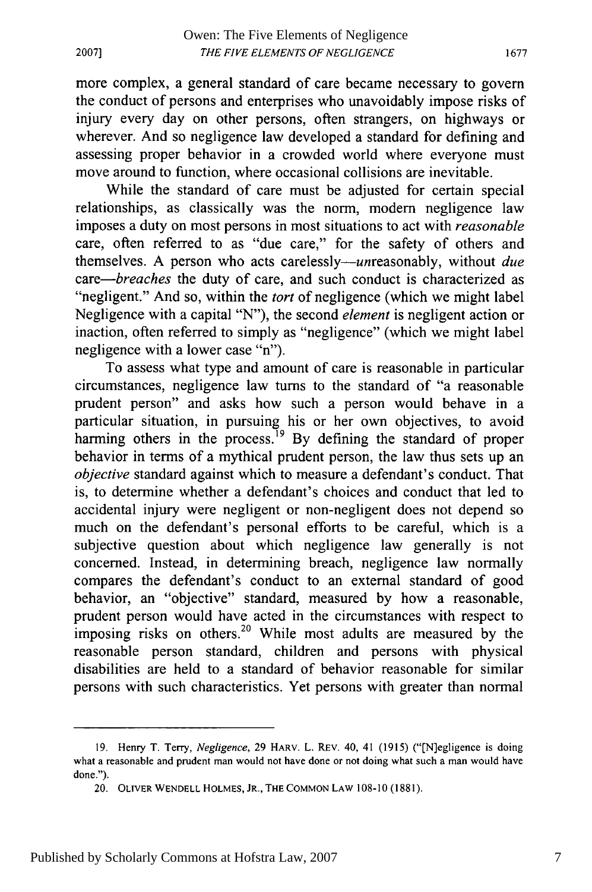more complex, a general standard of care became necessary to govern the conduct of persons and enterprises who unavoidably impose risks of injury every day on other persons, often strangers, on highways or wherever. And so negligence law developed a standard for defining and assessing proper behavior in a crowded world where everyone must move around to function, where occasional collisions are inevitable.

While the standard of care must be adjusted for certain special relationships, as classically was the norm, modern negligence law imposes a duty on most persons in most situations to act with *reasonable* care, often referred to as "due care," for the safety of others and themselves. A person who acts carelessly—*un*reasonably, without *due* care—*breaches* the duty of care, and such conduct is characterized as "negligent." And so, within the *tort* of negligence (which we might label Negligence with a capital "N"), the second *element* is negligent action or inaction, often referred to simply as "negligence" (which we might label negligence with a lower case "n").

To assess what type and amount of care is reasonable in particular circumstances, negligence law turns to the standard of "a reasonable prudent person" and asks how such a person would behave in a particular situation, in pursuing his or her own objectives, to avoid harming others in the process.[19] By defining the standard of proper behavior in terms of a mythical prudent person, the law thus sets up an *objective* standard against which to measure a defendant's conduct. That is, to determine whether a defendant's choices and conduct that led to accidental injury were negligent or non-negligent does not depend so much on the defendant's personal efforts to be careful, which is a subjective question about which negligence law generally is not concerned. Instead, in determining breach, negligence law normally compares the defendant's conduct to an external standard of good behavior, an "objective" standard, measured by how a reasonable, prudent person would have acted in the circumstances with respect to imposing risks on others.[20] While most adults are measured by the reasonable person standard, children and persons with physical disabilities are held to a standard of behavior reasonable for similar persons with such characteristics. Yet persons with greater than normal

---

19. Henry T. Terry, *Negligence*, 29 HARV. L. REV. 40, 41 (1915) ("[N]egligence is doing what a reasonable and prudent man would not have done or not doing what such a man would have done.").

20. OLIVER WENDELL HOLMES, JR., THE COMMON LAW 108-10 (1881).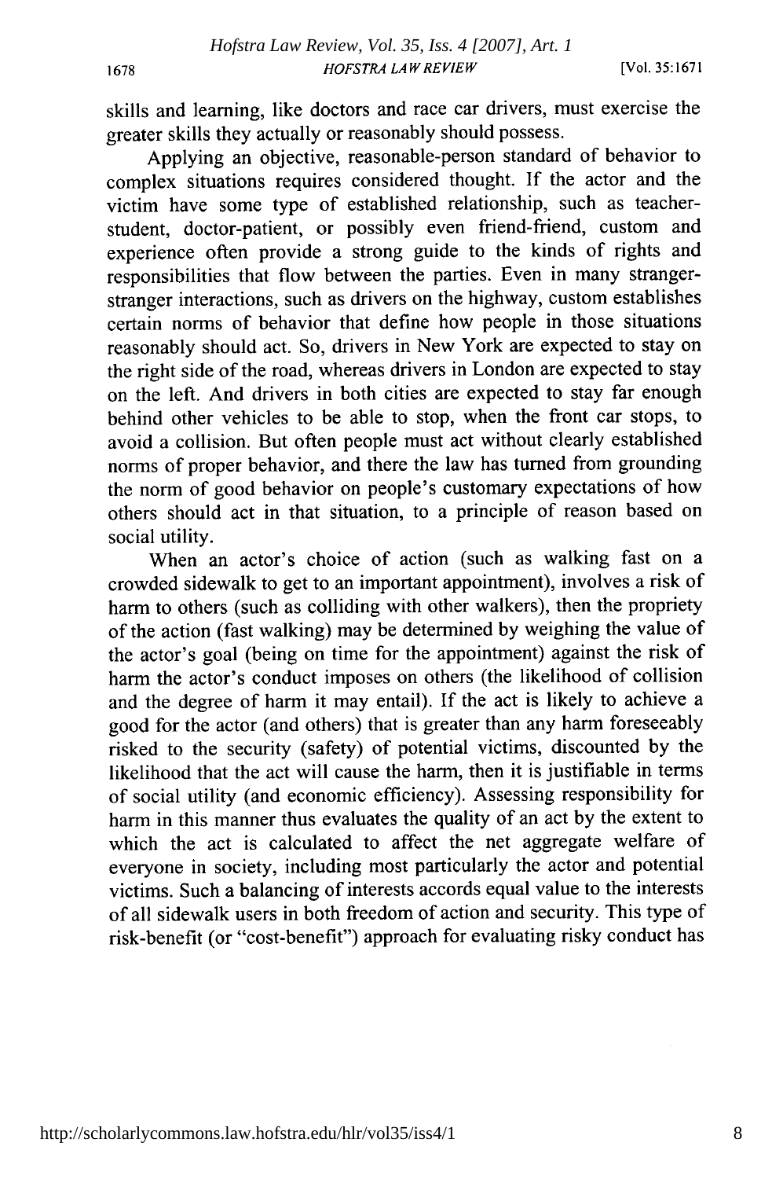skills and learning, like doctors and race car drivers, must exercise the greater skills they actually or reasonably should possess.

Applying an objective, reasonable-person standard of behavior to complex situations requires considered thought. If the actor and the victim have some type of established relationship, such as teacher-student, doctor-patient, or possibly even friend-friend, custom and experience often provide a strong guide to the kinds of rights and responsibilities that flow between the parties. Even in many stranger-stranger interactions, such as drivers on the highway, custom establishes certain norms of behavior that define how people in those situations reasonably should act. So, drivers in New York are expected to stay on the right side of the road, whereas drivers in London are expected to stay on the left. And drivers in both cities are expected to stay far enough behind other vehicles to be able to stop, when the front car stops, to avoid a collision. But often people must act without clearly established norms of proper behavior, and there the law has turned from grounding the norm of good behavior on people's customary expectations of how others should act in that situation, to a principle of reason based on social utility.

When an actor's choice of action (such as walking fast on a crowded sidewalk to get to an important appointment), involves a risk of harm to others (such as colliding with other walkers), then the propriety of the action (fast walking) may be determined by weighing the value of the actor's goal (being on time for the appointment) against the risk of harm the actor's conduct imposes on others (the likelihood of collision and the degree of harm it may entail). If the act is likely to achieve a good for the actor (and others) that is greater than any harm foreseeably risked to the security (safety) of potential victims, discounted by the likelihood that the act will cause the harm, then it is justifiable in terms of social utility (and economic efficiency). Assessing responsibility for harm in this manner thus evaluates the quality of an act by the extent to which the act is calculated to affect the net aggregate welfare of everyone in society, including most particularly the actor and potential victims. Such a balancing of interests accords equal value to the interests of all sidewalk users in both freedom of action and security. This type of risk-benefit (or "cost-benefit") approach for evaluating risky conduct has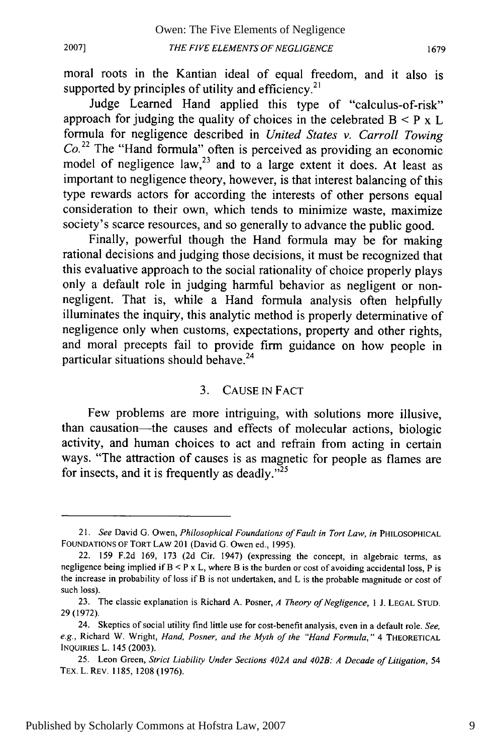moral roots in the Kantian ideal of equal freedom, and it also is supported by principles of utility and efficiency.[21]

Judge Learned Hand applied this type of "calculus-of-risk" approach for judging the quality of choices in the celebrated $B < P \times L$ formula for negligence described in *United States v. Carroll Towing Co.*[22] The "Hand formula" often is perceived as providing an economic model of negligence law,[23] and to a large extent it does. At least as important to negligence theory, however, is that interest balancing of this type rewards actors for according the interests of other persons equal consideration to their own, which tends to minimize waste, maximize society's scarce resources, and so generally to advance the public good.

Finally, powerful though the Hand formula may be for making rational decisions and judging those decisions, it must be recognized that this evaluative approach to the social rationality of choice properly plays only a default role in judging harmful behavior as negligent or non-negligent. That is, while a Hand formula analysis often helpfully illuminates the inquiry, this analytic method is properly determinative of negligence only when customs, expectations, property and other rights, and moral precepts fail to provide firm guidance on how people in particular situations should behave.[24]

### 3. CAUSE IN FACT

Few problems are more intriguing, with solutions more illusive, than causation—the causes and effects of molecular actions, biologic activity, and human choices to act and refrain from acting in certain ways. "The attraction of causes is as magnetic for people as flames are for insects, and it is frequently as deadly."[25]

---

21. *See* David G. Owen, *Philosophical Foundations of Fault in Tort Law*, *in* PHILOSOPHICAL FOUNDATIONS OF TORT LAW 201 (David G. Owen ed., 1995).

22. 159 F.2d 169, 173 (2d Cir. 1947) (expressing the concept, in algebraic terms, as negligence being implied if $B < P \times L$, where B is the burden or cost of avoiding accidental loss, P is the increase in probability of loss if B is not undertaken, and L is the probable magnitude or cost of such loss).

23. The classic explanation is Richard A. Posner, *A Theory of Negligence*, 1 J. LEGAL STUD. 29 (1972).

24. Skeptics of social utility find little use for cost-benefit analysis, even in a default role. *See, e.g.*, Richard W. Wright, *Hand, Posner, and the Myth of the "Hand Formula,"* 4 THEORETICAL INQUIRIES L. 145 (2003).

25. Leon Green, *Strict Liability Under Sections 402A and 402B: A Decade of Litigation*, 54 TEX. L. REV. 1185, 1208 (1976).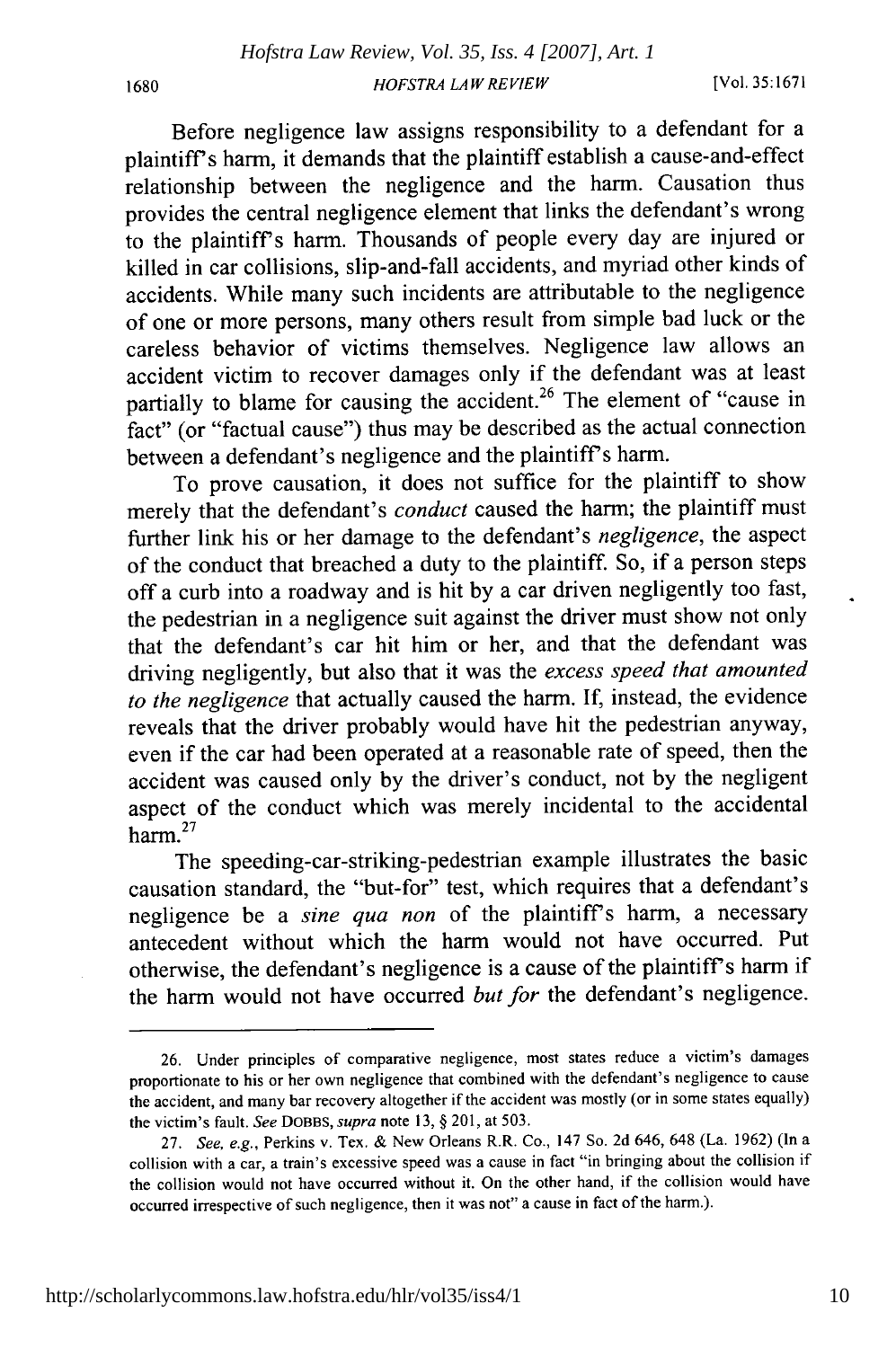Before negligence law assigns responsibility to a defendant for a plaintiff's harm, it demands that the plaintiff establish a cause-and-effect relationship between the negligence and the harm. Causation thus provides the central negligence element that links the defendant's wrong to the plaintiff's harm. Thousands of people every day are injured or killed in car collisions, slip-and-fall accidents, and myriad other kinds of accidents. While many such incidents are attributable to the negligence of one or more persons, many others result from simple bad luck or the careless behavior of victims themselves. Negligence law allows an accident victim to recover damages only if the defendant was at least partially to blame for causing the accident.[26] The element of "cause in fact" (or "factual cause") thus may be described as the actual connection between a defendant's negligence and the plaintiff's harm.

To prove causation, it does not suffice for the plaintiff to show merely that the defendant's *conduct* caused the harm; the plaintiff must further link his or her damage to the defendant's *negligence*, the aspect of the conduct that breached a duty to the plaintiff. So, if a person steps off a curb into a roadway and is hit by a car driven negligently too fast, the pedestrian in a negligence suit against the driver must show not only that the defendant's car hit him or her, and that the defendant was driving negligently, but also that it was the *excess speed that amounted to the negligence* that actually caused the harm. If, instead, the evidence reveals that the driver probably would have hit the pedestrian anyway, even if the car had been operated at a reasonable rate of speed, then the accident was caused only by the driver's conduct, not by the negligent aspect of the conduct which was merely incidental to the accidental harm.[27]

The speeding-car-striking-pedestrian example illustrates the basic causation standard, the "but-for" test, which requires that a defendant's negligence be a *sine qua non* of the plaintiff's harm, a necessary antecedent without which the harm would not have occurred. Put otherwise, the defendant's negligence is a cause of the plaintiff's harm if the harm would not have occurred *but for* the defendant's negligence.

---

26. Under principles of comparative negligence, most states reduce a victim's damages proportionate to his or her own negligence that combined with the defendant's negligence to cause the accident, and many bar recovery altogether if the accident was mostly (or in some states equally) the victim's fault. *See* DOBBS, *supra* note 13, § 201, at 503.

27. *See, e.g.*, Perkins v. Tex. & New Orleans R.R. Co., 147 So. 2d 646, 648 (La. 1962) (In a collision with a car, a train's excessive speed was a cause in fact "in bringing about the collision if the collision would not have occurred without it. On the other hand, if the collision would have occurred irrespective of such negligence, then it was not" a cause in fact of the harm.).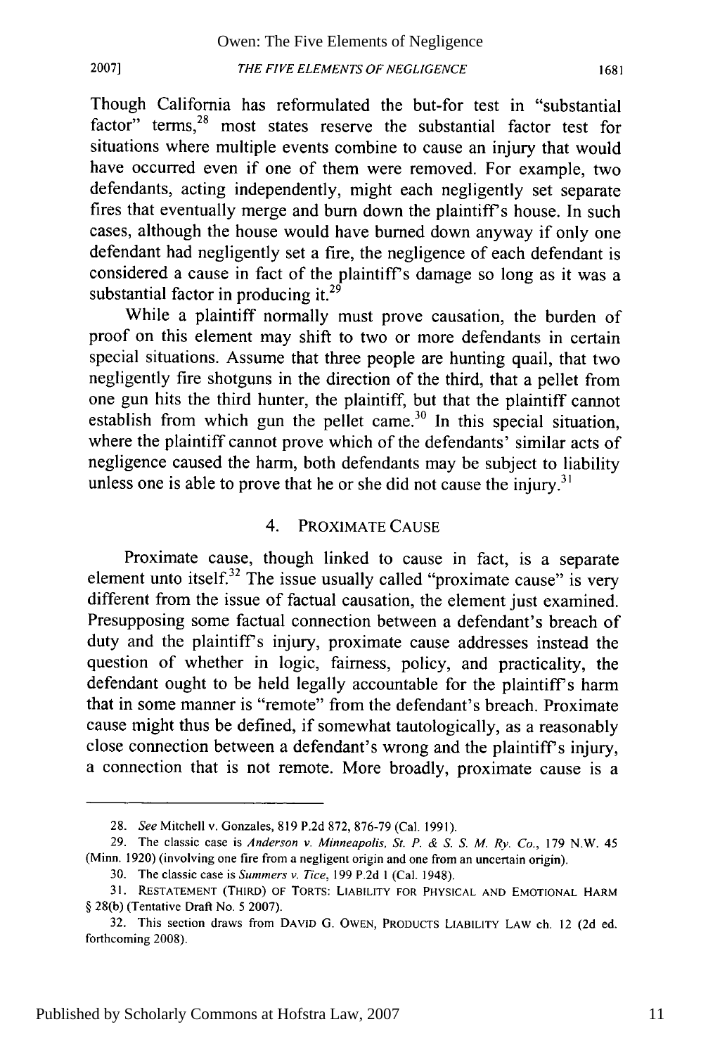Though California has reformulated the but-for test in "substantial factor" terms,[28] most states reserve the substantial factor test for situations where multiple events combine to cause an injury that would have occurred even if one of them were removed. For example, two defendants, acting independently, might each negligently set separate fires that eventually merge and burn down the plaintiff's house. In such cases, although the house would have burned down anyway if only one defendant had negligently set a fire, the negligence of each defendant is considered a cause in fact of the plaintiff's damage so long as it was a substantial factor in producing it.[29]

While a plaintiff normally must prove causation, the burden of proof on this element may shift to two or more defendants in certain special situations. Assume that three people are hunting quail, that two negligently fire shotguns in the direction of the third, that a pellet from one gun hits the third hunter, the plaintiff, but that the plaintiff cannot establish from which gun the pellet came.[30] In this special situation, where the plaintiff cannot prove which of the defendants' similar acts of negligence caused the harm, both defendants may be subject to liability unless one is able to prove that he or she did not cause the injury.[31]

### 4. PROXIMATE CAUSE

Proximate cause, though linked to cause in fact, is a separate element unto itself.[32] The issue usually called "proximate cause" is very different from the issue of factual causation, the element just examined. Presupposing some factual connection between a defendant's breach of duty and the plaintiff's injury, proximate cause addresses instead the question of whether in logic, fairness, policy, and practicality, the defendant ought to be held legally accountable for the plaintiff's harm that in some manner is "remote" from the defendant's breach. Proximate cause might thus be defined, if somewhat tautologically, as a reasonably close connection between a defendant's wrong and the plaintiff's injury, a connection that is not remote. More broadly, proximate cause is a

---

28. *See* Mitchell v. Gonzales, 819 P.2d 872, 876-79 (Cal. 1991).

29. The classic case is *Anderson v. Minneapolis, St. P. & S. S. M. Ry. Co.*, 179 N.W. 45 (Minn. 1920) (involving one fire from a negligent origin and one from an uncertain origin).

30. The classic case is *Summers v. Tice*, 199 P.2d 1 (Cal. 1948).

31. RESTATEMENT (THIRD) OF TORTS: LIABILITY FOR PHYSICAL AND EMOTIONAL HARM § 28(b) (Tentative Draft No. 5 2007).

32. This section draws from DAVID G. OWEN, PRODUCTS LIABILITY LAW ch. 12 (2d ed. forthcoming 2008).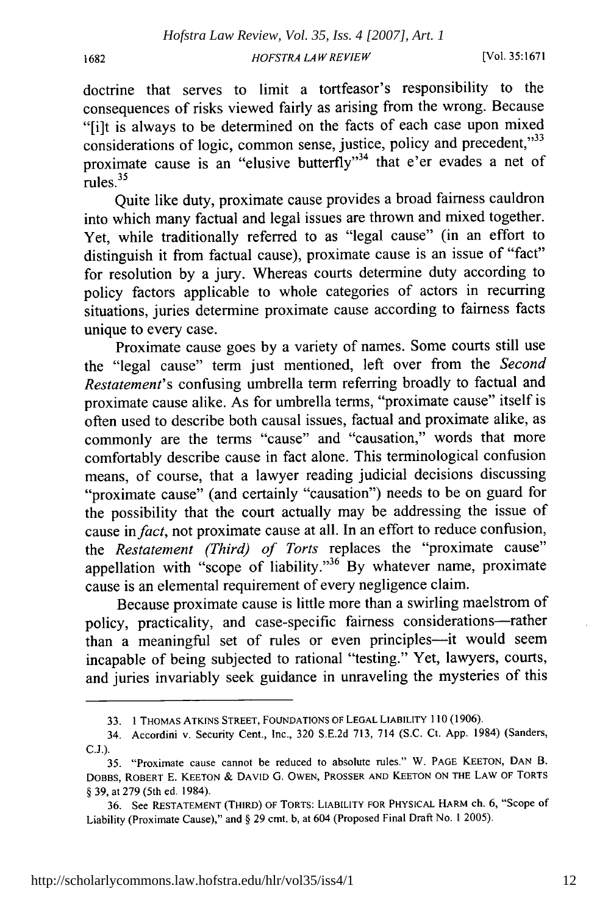doctrine that serves to limit a tortfeasor's responsibility to the consequences of risks viewed fairly as arising from the wrong. Because "[i]t is always to be determined on the facts of each case upon mixed considerations of logic, common sense, justice, policy and precedent,"[33] proximate cause is an "elusive butterfly"[34] that e'er evades a net of rules.[35]

Quite like duty, proximate cause provides a broad fairness cauldron into which many factual and legal issues are thrown and mixed together. Yet, while traditionally referred to as "legal cause" (in an effort to distinguish it from factual cause), proximate cause is an issue of "fact" for resolution by a jury. Whereas courts determine duty according to policy factors applicable to whole categories of actors in recurring situations, juries determine proximate cause according to fairness facts unique to every case.

Proximate cause goes by a variety of names. Some courts still use the "legal cause" term just mentioned, left over from the *Second Restatement*'s confusing umbrella term referring broadly to factual and proximate cause alike. As for umbrella terms, "proximate cause" itself is often used to describe both causal issues, factual and proximate alike, as commonly are the terms "cause" and "causation," words that more comfortably describe cause in fact alone. This terminological confusion means, of course, that a lawyer reading judicial decisions discussing "proximate cause" (and certainly "causation") needs to be on guard for the possibility that the court actually may be addressing the issue of cause *in fact*, not proximate cause at all. In an effort to reduce confusion, the *Restatement (Third) of Torts* replaces the "proximate cause" appellation with "scope of liability."[36] By whatever name, proximate cause is an elemental requirement of every negligence claim.

Because proximate cause is little more than a swirling maelstrom of policy, practicality, and case-specific fairness considerations—rather than a meaningful set of rules or even principles—it would seem incapable of being subjected to rational "testing." Yet, lawyers, courts, and juries invariably seek guidance in unraveling the mysteries of this

---

33. 1 THOMAS ATKINS STREET, FOUNDATIONS OF LEGAL LIABILITY 110 (1906).

34. Accordini v. Security Cent., Inc., 320 S.E.2d 713, 714 (S.C. Ct. App. 1984) (Sanders, C.J.).

35. "Proximate cause cannot be reduced to absolute rules." W. PAGE KEETON, DAN B. DOBBS, ROBERT E. KEETON & DAVID G. OWEN, PROSSER AND KEETON ON THE LAW OF TORTS § 39, at 279 (5th ed. 1984).

36. See RESTATEMENT (THIRD) OF TORTS: LIABILITY FOR PHYSICAL HARM ch. 6, "Scope of Liability (Proximate Cause)," and § 29 cmt. b, at 604 (Proposed Final Draft No. 1 2005).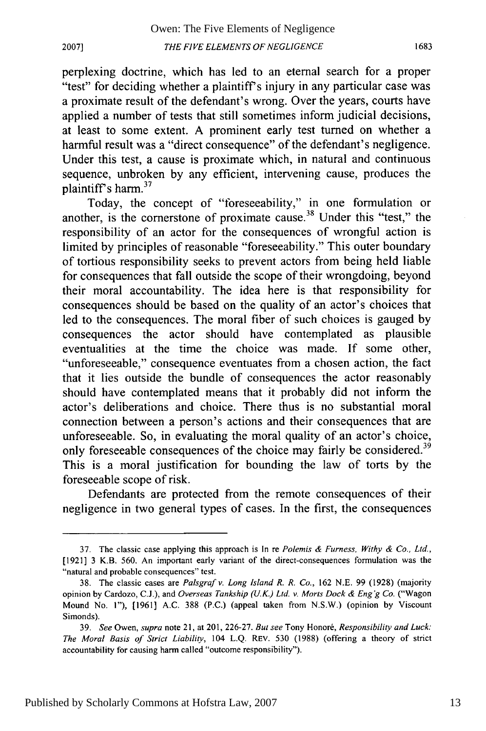perplexing doctrine, which has led to an eternal search for a proper "test" for deciding whether a plaintiff's injury in any particular case was a proximate result of the defendant's wrong. Over the years, courts have applied a number of tests that still sometimes inform judicial decisions, at least to some extent. A prominent early test turned on whether a harmful result was a "direct consequence" of the defendant's negligence. Under this test, a cause is proximate which, in natural and continuous sequence, unbroken by any efficient, intervening cause, produces the plaintiff's harm.[37]

Today, the concept of "foreseeability," in one formulation or another, is the cornerstone of proximate cause.[38] Under this "test," the responsibility of an actor for the consequences of wrongful action is limited by principles of reasonable "foreseeability." This outer boundary of tortious responsibility seeks to prevent actors from being held liable for consequences that fall outside the scope of their wrongdoing, beyond their moral accountability. The idea here is that responsibility for consequences should be based on the quality of an actor's choices that led to the consequences. The moral fiber of such choices is gauged by consequences the actor should have contemplated as plausible eventualities at the time the choice was made. If some other, "unforeseeable," consequence eventuates from a chosen action, the fact that it lies outside the bundle of consequences the actor reasonably should have contemplated means that it probably did not inform the actor's deliberations and choice. There thus is no substantial moral connection between a person's actions and their consequences that are unforeseeable. So, in evaluating the moral quality of an actor's choice, only foreseeable consequences of the choice may fairly be considered.[39] This is a moral justification for bounding the law of torts by the foreseeable scope of risk.

Defendants are protected from the remote consequences of their negligence in two general types of cases. In the first, the consequences

---

37. The classic case applying this approach is In re *Polemis & Furness, Withy & Co., Ltd.*, [1921] 3 K.B. 560. An important early variant of the direct-consequences formulation was the "natural and probable consequences" test.

38. The classic cases are *Palsgraf v. Long Island R. R. Co.*, 162 N.E. 99 (1928) (majority opinion by Cardozo, C.J.), and *Overseas Tankship (U.K.) Ltd. v. Morts Dock & Eng'g Co.* ("Wagon Mound No. 1"), [1961] A.C. 388 (P.C.) (appeal taken from N.S.W.) (opinion by Viscount Simonds).

39. *See* Owen, *supra* note 21, at 201, 226-27. *But see* Tony Honoré, *Responsibility and Luck: The Moral Basis of Strict Liability*, 104 L.Q. REV. 530 (1988) (offering a theory of strict accountability for causing harm called "outcome responsibility").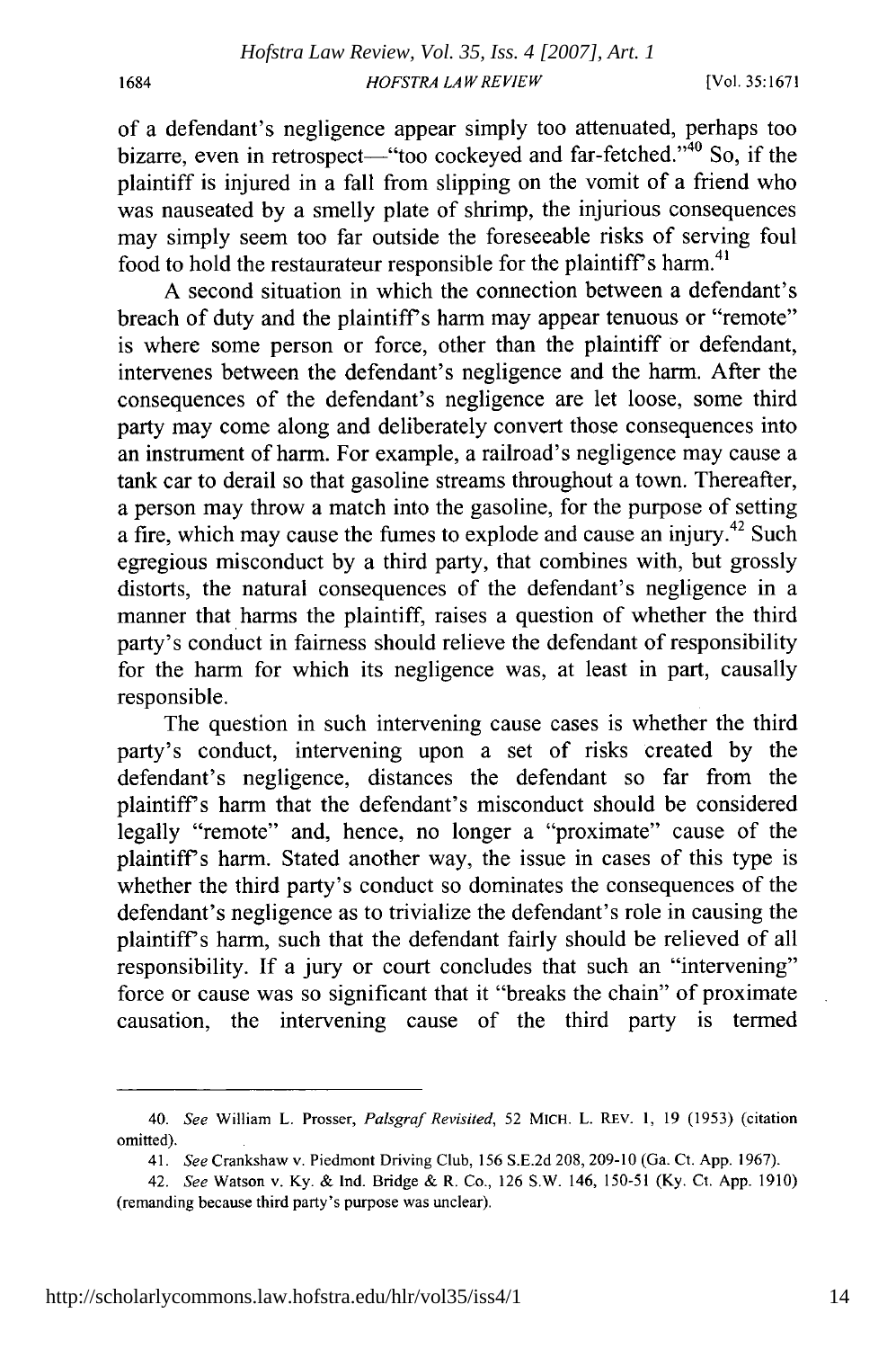of a defendant's negligence appear simply too attenuated, perhaps too bizarre, even in retrospect—"too cockeyed and far-fetched."[40] So, if the plaintiff is injured in a fall from slipping on the vomit of a friend who was nauseated by a smelly plate of shrimp, the injurious consequences may simply seem too far outside the foreseeable risks of serving foul food to hold the restaurateur responsible for the plaintiff's harm.[41]

A second situation in which the connection between a defendant's breach of duty and the plaintiff's harm may appear tenuous or "remote" is where some person or force, other than the plaintiff or defendant, intervenes between the defendant's negligence and the harm. After the consequences of the defendant's negligence are let loose, some third party may come along and deliberately convert those consequences into an instrument of harm. For example, a railroad's negligence may cause a tank car to derail so that gasoline streams throughout a town. Thereafter, a person may throw a match into the gasoline, for the purpose of setting a fire, which may cause the fumes to explode and cause an injury.[42] Such egregious misconduct by a third party, that combines with, but grossly distorts, the natural consequences of the defendant's negligence in a manner that harms the plaintiff, raises a question of whether the third party's conduct in fairness should relieve the defendant of responsibility for the harm for which its negligence was, at least in part, causally responsible.

The question in such intervening cause cases is whether the third party's conduct, intervening upon a set of risks created by the defendant's negligence, distances the defendant so far from the plaintiff's harm that the defendant's misconduct should be considered legally "remote" and, hence, no longer a "proximate" cause of the plaintiff's harm. Stated another way, the issue in cases of this type is whether the third party's conduct so dominates the consequences of the defendant's negligence as to trivialize the defendant's role in causing the plaintiff's harm, such that the defendant fairly should be relieved of all responsibility. If a jury or court concludes that such an "intervening" force or cause was so significant that it "breaks the chain" of proximate causation, the intervening cause of the third party is termed

---

40. *See* William L. Prosser, *Palsgraf Revisited*, 52 MICH. L. REV. 1, 19 (1953) (citation omitted).

41. *See* Crankshaw v. Piedmont Driving Club, 156 S.E.2d 208, 209-10 (Ga. Ct. App. 1967).

42. *See* Watson v. Ky. & Ind. Bridge & R. Co., 126 S.W. 146, 150-51 (Ky. Ct. App. 1910) (remanding because third party's purpose was unclear).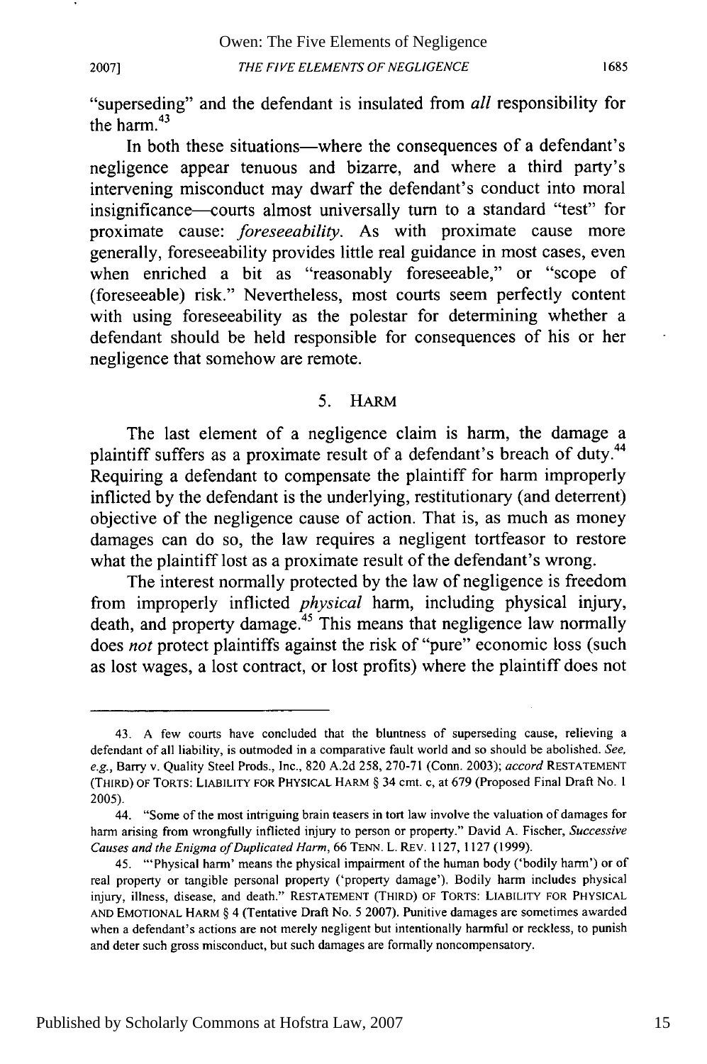"superseding" and the defendant is insulated from *all* responsibility for the harm.[43]

In both these situations—where the consequences of a defendant's negligence appear tenuous and bizarre, and where a third party's intervening misconduct may dwarf the defendant's conduct into moral insignificance—courts almost universally turn to a standard "test" for proximate cause: *foreseeability*. As with proximate cause more generally, foreseeability provides little real guidance in most cases, even when enriched a bit as "reasonably foreseeable," or "scope of (foreseeable) risk." Nevertheless, most courts seem perfectly content with using foreseeability as the polestar for determining whether a defendant should be held responsible for consequences of his or her negligence that somehow are remote.

### 5. HARM

The last element of a negligence claim is harm, the damage a plaintiff suffers as a proximate result of a defendant's breach of duty.[44] Requiring a defendant to compensate the plaintiff for harm improperly inflicted by the defendant is the underlying, restitutionary (and deterrent) objective of the negligence cause of action. That is, as much as money damages can do so, the law requires a negligent tortfeasor to restore what the plaintiff lost as a proximate result of the defendant's wrong.

The interest normally protected by the law of negligence is freedom from improperly inflicted *physical* harm, including physical injury, death, and property damage.[45] This means that negligence law normally does *not* protect plaintiffs against the risk of "pure" economic loss (such as lost wages, a lost contract, or lost profits) where the plaintiff does not

---

43. A few courts have concluded that the bluntness of superseding cause, relieving a defendant of all liability, is outmoded in a comparative fault world and so should be abolished. *See, e.g.*, Barry v. Quality Steel Prods., Inc., 820 A.2d 258, 270-71 (Conn. 2003); *accord* RESTATEMENT (THIRD) OF TORTS: LIABILITY FOR PHYSICAL HARM § 34 cmt. c, at 679 (Proposed Final Draft No. 1 2005).

44. "Some of the most intriguing brain teasers in tort law involve the valuation of damages for harm arising from wrongfully inflicted injury to person or property." David A. Fischer, *Successive Causes and the Enigma of Duplicated Harm*, 66 TENN. L. REV. 1127, 1127 (1999).

45. "'Physical harm' means the physical impairment of the human body ('bodily harm') or of real property or tangible personal property ('property damage'). Bodily harm includes physical injury, illness, disease, and death." RESTATEMENT (THIRD) OF TORTS: LIABILITY FOR PHYSICAL AND EMOTIONAL HARM § 4 (Tentative Draft No. 5 2007). Punitive damages are sometimes awarded when a defendant's actions are not merely negligent but intentionally harmful or reckless, to punish and deter such gross misconduct, but such damages are formally noncompensatory.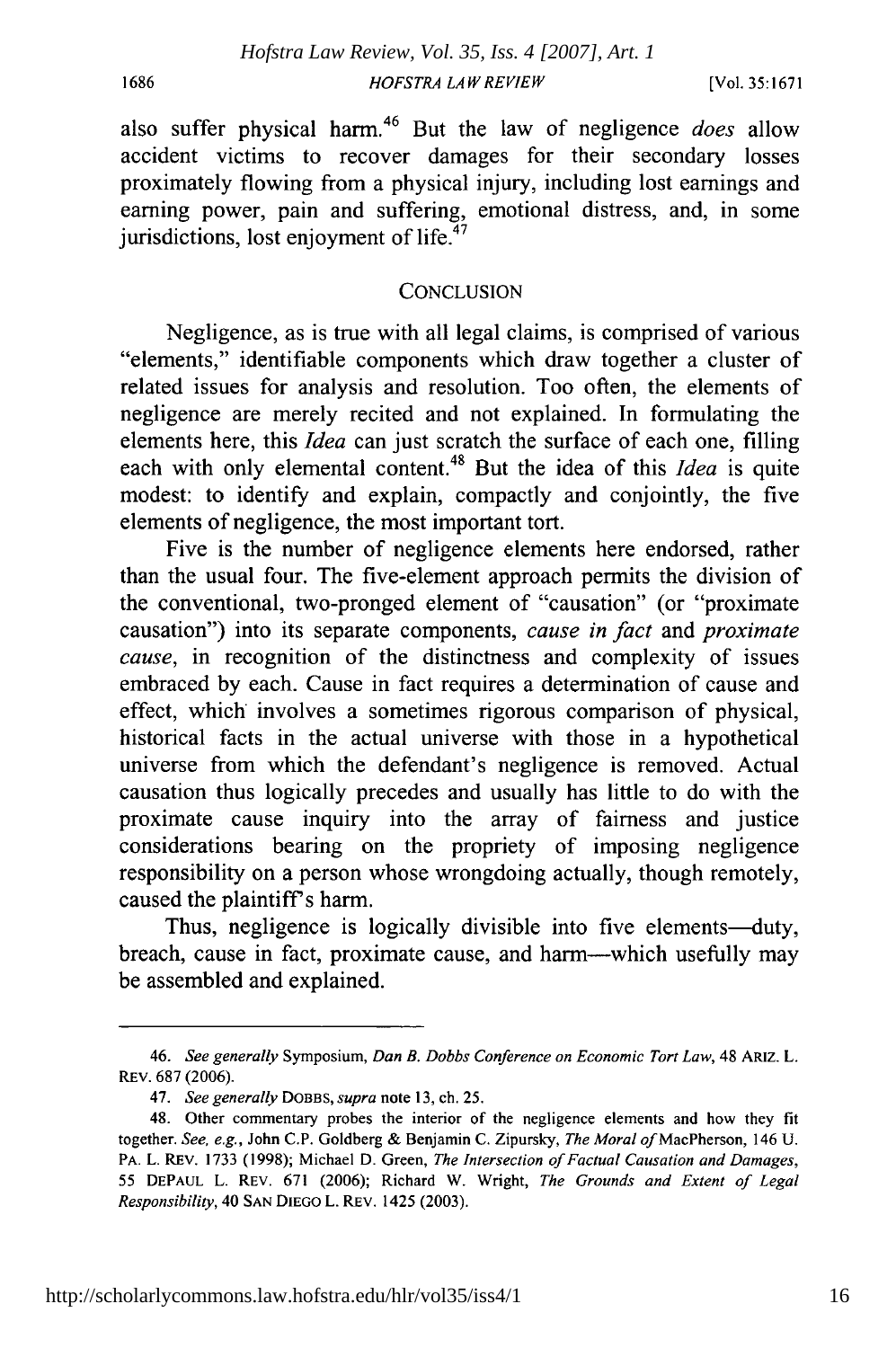also suffer physical harm.[46] But the law of negligence *does* allow accident victims to recover damages for their secondary losses proximately flowing from a physical injury, including lost earnings and earning power, pain and suffering, emotional distress, and, in some jurisdictions, lost enjoyment of life.[47]

## CONCLUSION

Negligence, as is true with all legal claims, is comprised of various "elements," identifiable components which draw together a cluster of related issues for analysis and resolution. Too often, the elements of negligence are merely recited and not explained. In formulating the elements here, this *Idea* can just scratch the surface of each one, filling each with only elemental content.[48] But the idea of this *Idea* is quite modest: to identify and explain, compactly and conjointly, the five elements of negligence, the most important tort.

Five is the number of negligence elements here endorsed, rather than the usual four. The five-element approach permits the division of the conventional, two-pronged element of "causation" (or "proximate causation") into its separate components, *cause in fact* and *proximate cause*, in recognition of the distinctness and complexity of issues embraced by each. Cause in fact requires a determination of cause and effect, which involves a sometimes rigorous comparison of physical, historical facts in the actual universe with those in a hypothetical universe from which the defendant's negligence is removed. Actual causation thus logically precedes and usually has little to do with the proximate cause inquiry into the array of fairness and justice considerations bearing on the propriety of imposing negligence responsibility on a person whose wrongdoing actually, though remotely, caused the plaintiff's harm.

Thus, negligence is logically divisible into five elements—duty, breach, cause in fact, proximate cause, and harm—which usefully may be assembled and explained.

---

46. *See generally* Symposium, *Dan B. Dobbs Conference on Economic Tort Law*, 48 ARIZ. L. REV. 687 (2006).

47. *See generally* DOBBS, *supra* note 13, ch. 25.

48. Other commentary probes the interior of the negligence elements and how they fit together. *See, e.g.*, John C.P. Goldberg & Benjamin C. Zipursky, *The Moral of* MacPherson, 146 U. PA. L. REV. 1733 (1998); Michael D. Green, *The Intersection of Factual Causation and Damages*, 55 DEPAUL L. REV. 671 (2006); Richard W. Wright, *The Grounds and Extent of Legal Responsibility*, 40 SAN DIEGO L. REV. 1425 (2003).